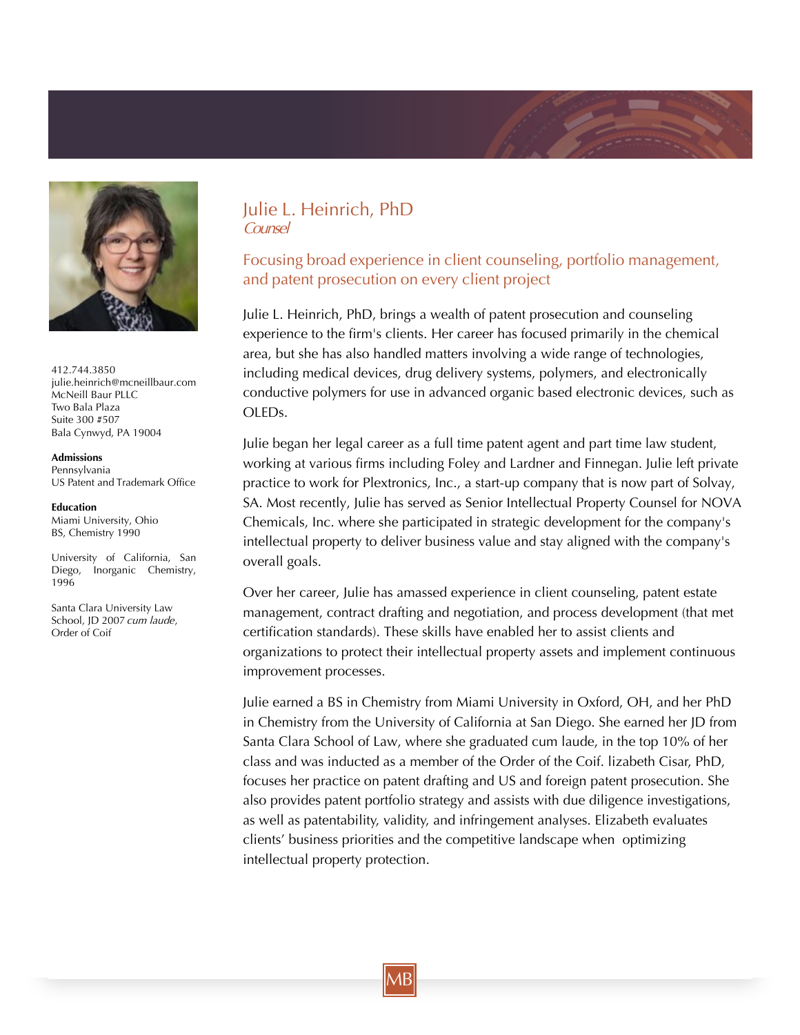# Julie L. Heinrich, PhD

*Counsel*

412.744.3850
julie.heinrich@mcneillbaur.com
McNeill Baur PLLC
Two Bala Plaza
Suite 300 #507
Bala Cynwyd, PA 19004

**Admissions**

Pennsylvania
US Patent and Trademark Office

**Education**

Miami University, Ohio
BS, Chemistry 1990

University of California, San Diego, Inorganic Chemistry, 1996

Santa Clara University Law School, JD 2007 *cum laude*, Order of Coif

## Focusing broad experience in client counseling, portfolio management, and patent prosecution on every client project

Julie L. Heinrich, PhD, brings a wealth of patent prosecution and counseling experience to the firm's clients. Her career has focused primarily in the chemical area, but she has also handled matters involving a wide range of technologies, including medical devices, drug delivery systems, polymers, and electronically conductive polymers for use in advanced organic based electronic devices, such as OLEDs.

Julie began her legal career as a full time patent agent and part time law student, working at various firms including Foley and Lardner and Finnegan. Julie left private practice to work for Plextronics, Inc., a start-up company that is now part of Solvay, SA. Most recently, Julie has served as Senior Intellectual Property Counsel for NOVA Chemicals, Inc. where she participated in strategic development for the company's intellectual property to deliver business value and stay aligned with the company's overall goals.

Over her career, Julie has amassed experience in client counseling, patent estate management, contract drafting and negotiation, and process development (that met certification standards). These skills have enabled her to assist clients and organizations to protect their intellectual property assets and implement continuous improvement processes.

Julie earned a BS in Chemistry from Miami University in Oxford, OH, and her PhD in Chemistry from the University of California at San Diego. She earned her JD from Santa Clara School of Law, where she graduated cum laude, in the top 10% of her class and was inducted as a member of the Order of the Coif. lizabeth Cisar, PhD, focuses her practice on patent drafting and US and foreign patent prosecution. She also provides patent portfolio strategy and assists with due diligence investigations, as well as patentability, validity, and infringement analyses. Elizabeth evaluates clients' business priorities and the competitive landscape when optimizing intellectual property protection.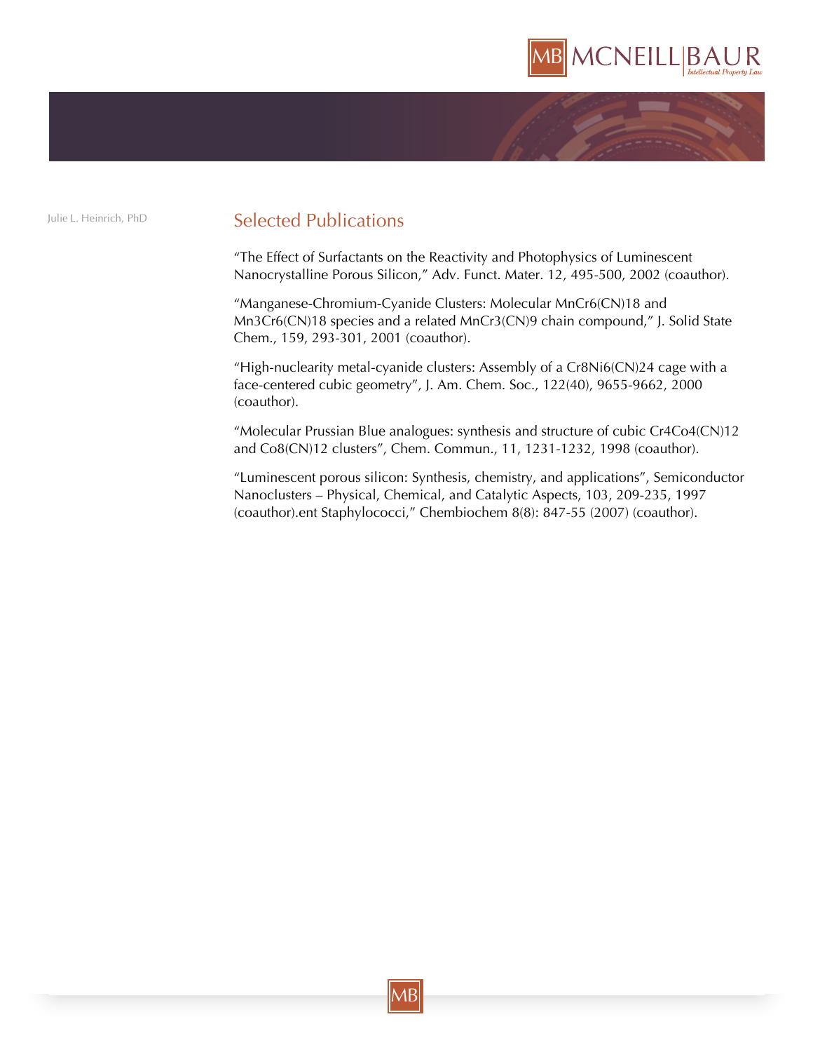Julie L. Heinrich, PhD

## Selected Publications

"The Effect of Surfactants on the Reactivity and Photophysics of Luminescent Nanocrystalline Porous Silicon," Adv. Funct. Mater. 12, 495-500, 2002 (coauthor).

"Manganese-Chromium-Cyanide Clusters: Molecular $MnCr_6(CN)_{18}$ and $Mn_3Cr_6(CN)_{18}$ species and a related $MnCr_3(CN)_9$ chain compound," J. Solid State Chem., 159, 293-301, 2001 (coauthor).

"High-nuclearity metal-cyanide clusters: Assembly of a $Cr_8Ni_6(CN)_{24}$ cage with a face-centered cubic geometry", J. Am. Chem. Soc., 122(40), 9655-9662, 2000 (coauthor).

"Molecular Prussian Blue analogues: synthesis and structure of cubic $Cr_4Co_4(CN)_{12}$ and $Co_8(CN)_{12}$ clusters", Chem. Commun., 11, 1231-1232, 1998 (coauthor).

"Luminescent porous silicon: Synthesis, chemistry, and applications", Semiconductor Nanoclusters – Physical, Chemical, and Catalytic Aspects, 103, 209-235, 1997 (coauthor).ent Staphylococci," Chembiochem 8(8): 847-55 (2007) (coauthor).